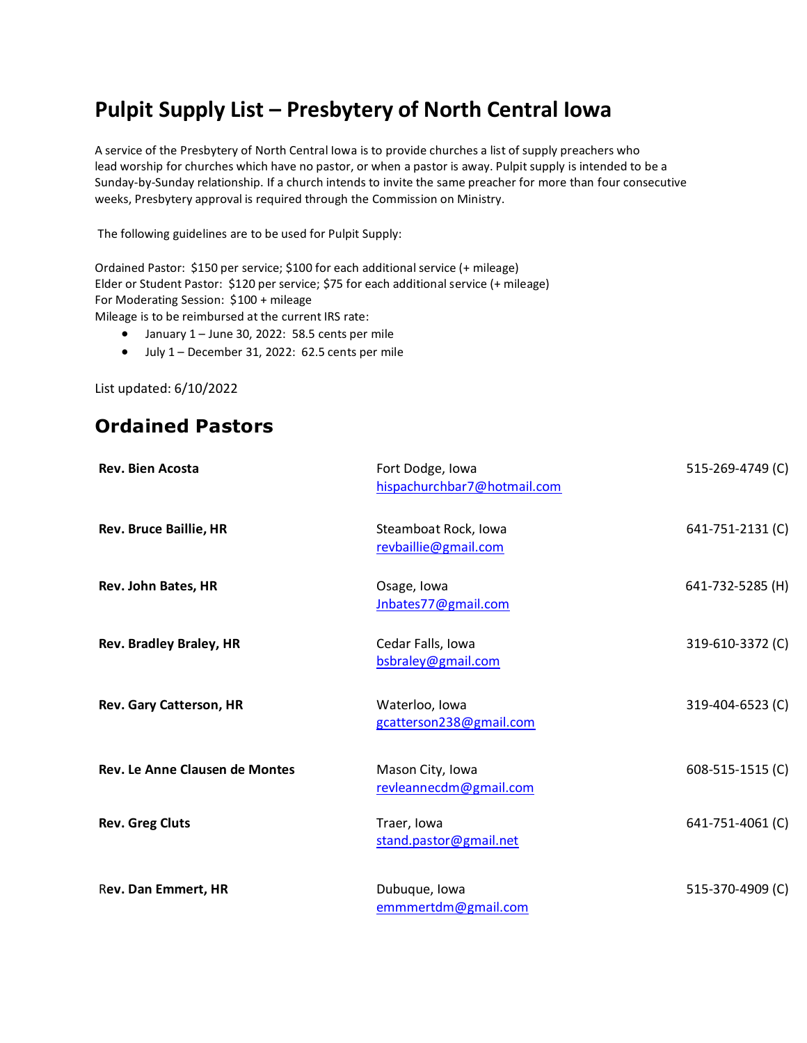# Pulpit Supply List – Presbytery of North Central Iowa

A service of the Presbytery of North Central Iowa is to provide churches a list of supply preachers who lead worship for churches which have no pastor, or when a pastor is away. Pulpit supply is intended to be a Sunday-by-Sunday relationship. If a church intends to invite the same preacher for more than four consecutive weeks, Presbytery approval is required through the Commission on Ministry.

The following guidelines are to be used for Pulpit Supply:

Ordained Pastor: $150 per service; $100 for each additional service (+ mileage)
Elder or Student Pastor: $120 per service; $75 for each additional service (+ mileage)
For Moderating Session: $100 + mileage
Mileage is to be reimbursed at the current IRS rate:

- January 1 – June 30, 2022: 58.5 cents per mile
- July 1 – December 31, 2022: 62.5 cents per mile

List updated: 6/10/2022

## Ordained Pastors

| Name | Location / Email | Phone |
|---|---|---|
| **Rev. Bien Acosta** | Fort Dodge, Iowa<br>hispachurchbar7@hotmail.com | 515-269-4749 (C) |
| **Rev. Bruce Baillie, HR** | Steamboat Rock, Iowa<br>revbaillie@gmail.com | 641-751-2131 (C) |
| **Rev. John Bates, HR** | Osage, Iowa<br>Jnbates77@gmail.com | 641-732-5285 (H) |
| **Rev. Bradley Braley, HR** | Cedar Falls, Iowa<br>bsbraley@gmail.com | 319-610-3372 (C) |
| **Rev. Gary Catterson, HR** | Waterloo, Iowa<br>gcatterson238@gmail.com | 319-404-6523 (C) |
| **Rev. Le Anne Clausen de Montes** | Mason City, Iowa<br>revleannecdm@gmail.com | 608-515-1515 (C) |
| **Rev. Greg Cluts** | Traer, Iowa<br>stand.pastor@gmail.net | 641-751-4061 (C) |
| **Rev. Dan Emmert, HR** | Dubuque, Iowa<br>emmmertdm@gmail.com | 515-370-4909 (C) |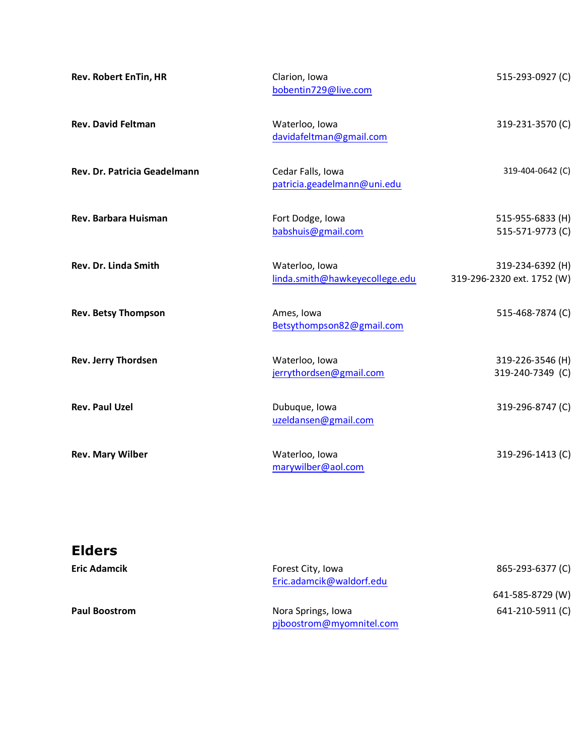| | | |
|---|---|---|
| **Rev. Robert EnTin, HR** | Clarion, Iowa<br>bobentin729@live.com | 515-293-0927 (C) |
| **Rev. David Feltman** | Waterloo, Iowa<br>davidafeltman@gmail.com | 319-231-3570 (C) |
| **Rev. Dr. Patricia Geadelmann** | Cedar Falls, Iowa<br>patricia.geadelmann@uni.edu | 319-404-0642 (C) |
| **Rev. Barbara Huisman** | Fort Dodge, Iowa<br>babshuis@gmail.com | 515-955-6833 (H)<br>515-571-9773 (C) |
| **Rev. Dr. Linda Smith** | Waterloo, Iowa<br>linda.smith@hawkeyecollege.edu | 319-234-6392 (H)<br>319-296-2320 ext. 1752 (W) |
| **Rev. Betsy Thompson** | Ames, Iowa<br>Betsythompson82@gmail.com | 515-468-7874 (C) |
| **Rev. Jerry Thordsen** | Waterloo, Iowa<br>jerrythordsen@gmail.com | 319-226-3546 (H)<br>319-240-7349 (C) |
| **Rev. Paul Uzel** | Dubuque, Iowa<br>uzeldansen@gmail.com | 319-296-8747 (C) |
| **Rev. Mary Wilber** | Waterloo, Iowa<br>marywilber@aol.com | 319-296-1413 (C) |

## Elders

| | | |
|---|---|---|
| **Eric Adamcik** | Forest City, Iowa<br>Eric.adamcik@waldorf.edu | 865-293-6377 (C)<br>641-585-8729 (W) |
| **Paul Boostrom** | Nora Springs, Iowa<br>pjboostrom@myomnitel.com | 641-210-5911 (C) |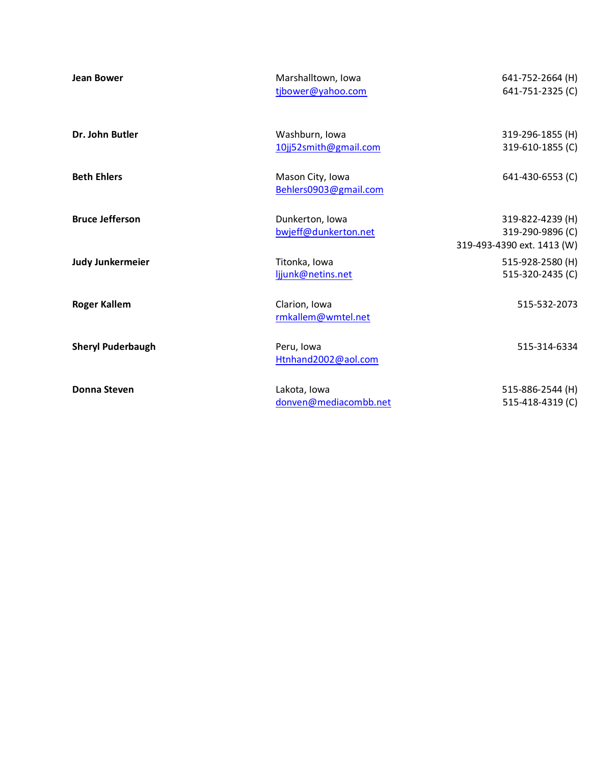| | | |
|---|---|---|
| **Jean Bower** | Marshalltown, Iowa<br>tjbower@yahoo.com | 641-752-2664 (H)<br>641-751-2325 (C) |
| **Dr. John Butler** | Washburn, Iowa<br>10jj52smith@gmail.com | 319-296-1855 (H)<br>319-610-1855 (C) |
| **Beth Ehlers** | Mason City, Iowa<br>Behlers0903@gmail.com | 641-430-6553 (C) |
| **Bruce Jefferson** | Dunkerton, Iowa<br>bwjeff@dunkerton.net | 319-822-4239 (H)<br>319-290-9896 (C)<br>319-493-4390 ext. 1413 (W) |
| **Judy Junkermeier** | Titonka, Iowa<br>ljjunk@netins.net | 515-928-2580 (H)<br>515-320-2435 (C) |
| **Roger Kallem** | Clarion, Iowa<br>rmkallem@wmtel.net | 515-532-2073 |
| **Sheryl Puderbaugh** | Peru, Iowa<br>Htnhand2002@aol.com | 515-314-6334 |
| **Donna Steven** | Lakota, Iowa<br>donven@mediacombb.net | 515-886-2544 (H)<br>515-418-4319 (C) |